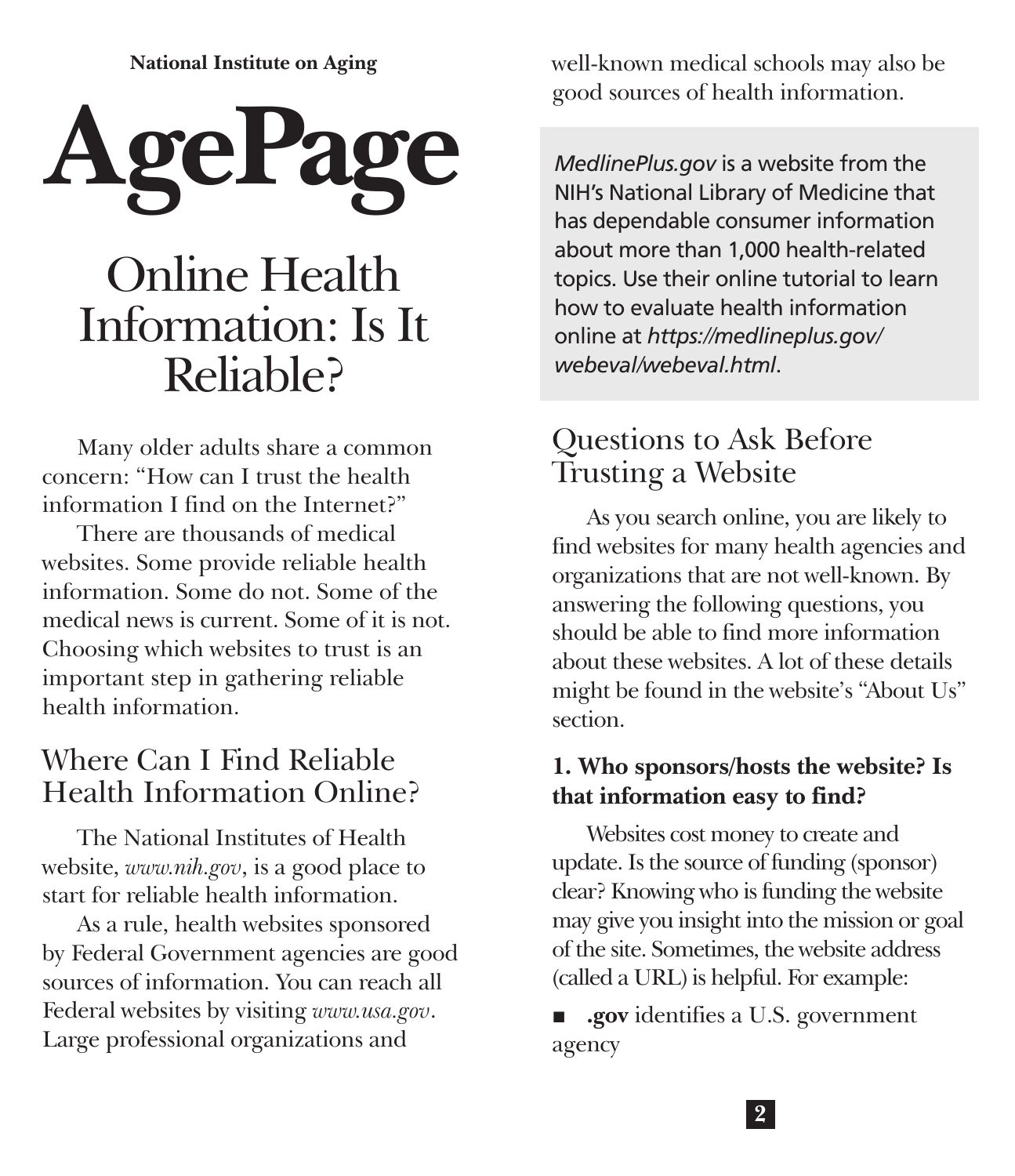National Institute on Aging

# AgePage

## Online Health Information: Is It Reliable?

Many older adults share a common concern: "How can I trust the health information I find on the Internet?"

There are thousands of medical websites. Some provide reliable health information. Some do not. Some of the medical news is current. Some of it is not. Choosing which websites to trust is an important step in gathering reliable health information.

## Where Can I Find Reliable Health Information Online?

The National Institutes of Health website, *www.nih.gov*, is a good place to start for reliable health information.

As a rule, health websites sponsored by Federal Government agencies are good sources of information. You can reach all Federal websites by visiting *www.usa.gov*. Large professional organizations and well-known medical schools may also be good sources of health information.

*MedlinePlus.gov* is a website from the NIH's National Library of Medicine that has dependable consumer information about more than 1,000 health-related topics. Use their online tutorial to learn how to evaluate health information online at *https://medlineplus.gov/webeval/webeval.html*.

## Questions to Ask Before Trusting a Website

As you search online, you are likely to find websites for many health agencies and organizations that are not well-known. By answering the following questions, you should be able to find more information about these websites. A lot of these details might be found in the website's "About Us" section.

**1. Who sponsors/hosts the website? Is that information easy to find?**

Websites cost money to create and update. Is the source of funding (sponsor) clear? Knowing who is funding the website may give you insight into the mission or goal of the site. Sometimes, the website address (called a URL) is helpful. For example:

- **.gov** identifies a U.S. government agency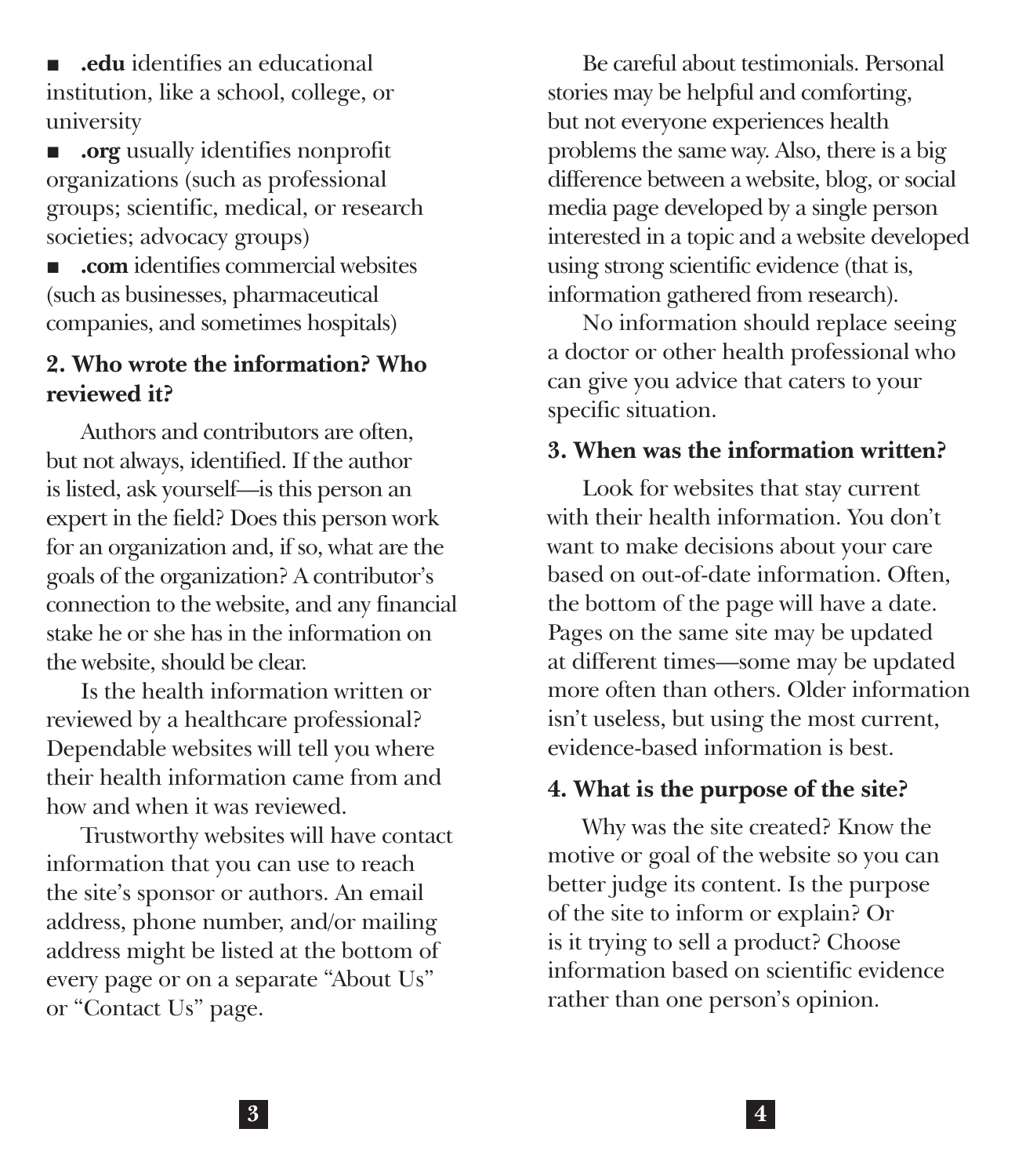- **.edu** identifies an educational institution, like a school, college, or university
- **.org** usually identifies nonprofit organizations (such as professional groups; scientific, medical, or research societies; advocacy groups)
- **.com** identifies commercial websites (such as businesses, pharmaceutical companies, and sometimes hospitals)

## 2. Who wrote the information? Who reviewed it?

Authors and contributors are often, but not always, identified. If the author is listed, ask yourself—is this person an expert in the field? Does this person work for an organization and, if so, what are the goals of the organization? A contributor's connection to the website, and any financial stake he or she has in the information on the website, should be clear.

Is the health information written or reviewed by a healthcare professional? Dependable websites will tell you where their health information came from and how and when it was reviewed.

Trustworthy websites will have contact information that you can use to reach the site's sponsor or authors. An email address, phone number, and/or mailing address might be listed at the bottom of every page or on a separate "About Us" or "Contact Us" page.

Be careful about testimonials. Personal stories may be helpful and comforting, but not everyone experiences health problems the same way. Also, there is a big difference between a website, blog, or social media page developed by a single person interested in a topic and a website developed using strong scientific evidence (that is, information gathered from research).

No information should replace seeing a doctor or other health professional who can give you advice that caters to your specific situation.

## 3. When was the information written?

Look for websites that stay current with their health information. You don't want to make decisions about your care based on out-of-date information. Often, the bottom of the page will have a date. Pages on the same site may be updated at different times—some may be updated more often than others. Older information isn't useless, but using the most current, evidence-based information is best.

## 4. What is the purpose of the site?

Why was the site created? Know the motive or goal of the website so you can better judge its content. Is the purpose of the site to inform or explain? Or is it trying to sell a product? Choose information based on scientific evidence rather than one person's opinion.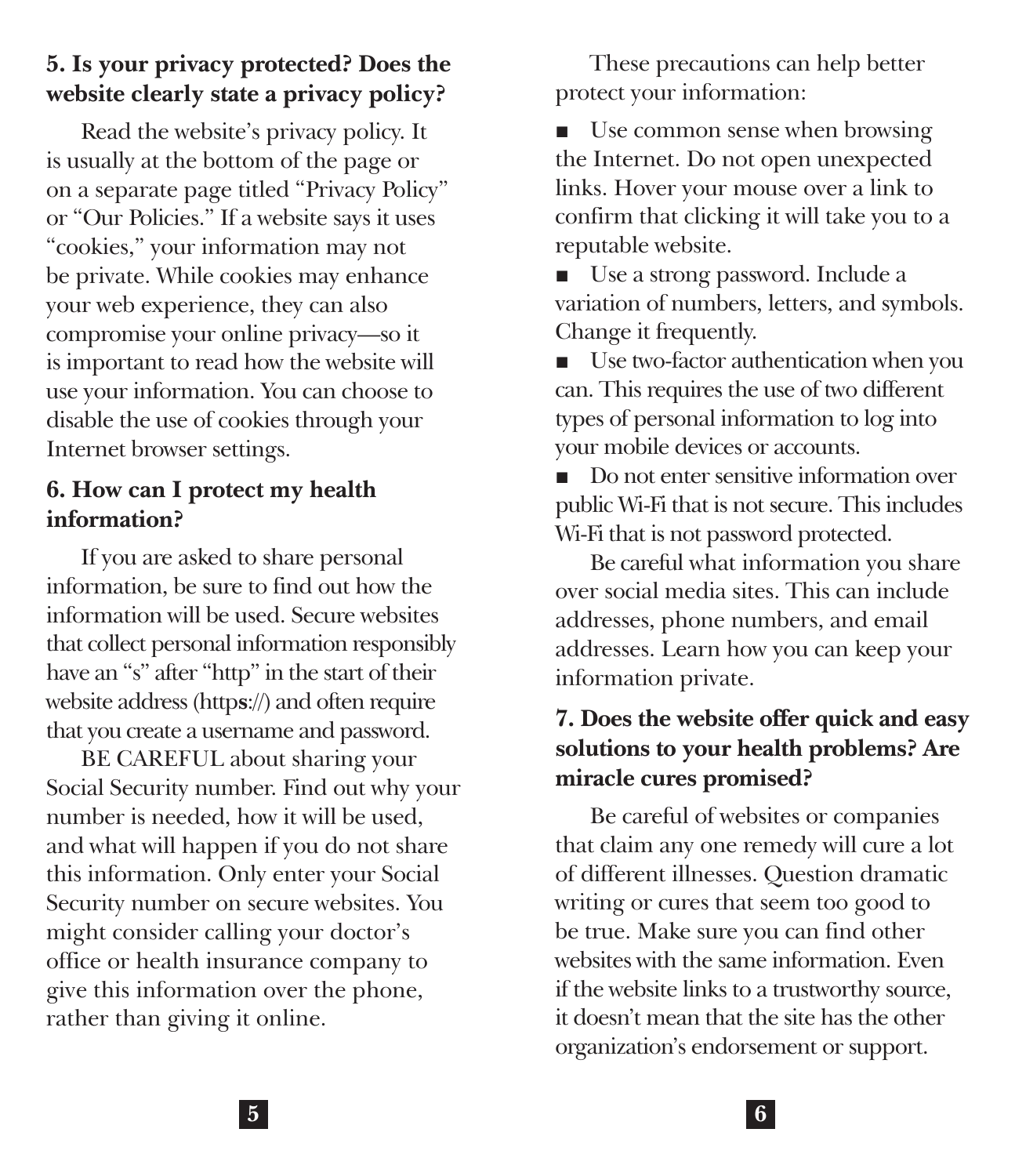### 5. Is your privacy protected? Does the website clearly state a privacy policy?

Read the website's privacy policy. It is usually at the bottom of the page or on a separate page titled "Privacy Policy" or "Our Policies." If a website says it uses "cookies," your information may not be private. While cookies may enhance your web experience, they can also compromise your online privacy—so it is important to read how the website will use your information. You can choose to disable the use of cookies through your Internet browser settings.

### 6. How can I protect my health information?

If you are asked to share personal information, be sure to find out how the information will be used. Secure websites that collect personal information responsibly have an "s" after "http" in the start of their website address (http**s**://) and often require that you create a username and password.

BE CAREFUL about sharing your Social Security number. Find out why your number is needed, how it will be used, and what will happen if you do not share this information. Only enter your Social Security number on secure websites. You might consider calling your doctor's office or health insurance company to give this information over the phone, rather than giving it online.

These precautions can help better protect your information:

- Use common sense when browsing the Internet. Do not open unexpected links. Hover your mouse over a link to confirm that clicking it will take you to a reputable website.
- Use a strong password. Include a variation of numbers, letters, and symbols. Change it frequently.
- Use two-factor authentication when you can. This requires the use of two different types of personal information to log into your mobile devices or accounts.
- Do not enter sensitive information over public Wi-Fi that is not secure. This includes Wi-Fi that is not password protected.

Be careful what information you share over social media sites. This can include addresses, phone numbers, and email addresses. Learn how you can keep your information private.

### 7. Does the website offer quick and easy solutions to your health problems? Are miracle cures promised?

Be careful of websites or companies that claim any one remedy will cure a lot of different illnesses. Question dramatic writing or cures that seem too good to be true. Make sure you can find other websites with the same information. Even if the website links to a trustworthy source, it doesn't mean that the site has the other organization's endorsement or support.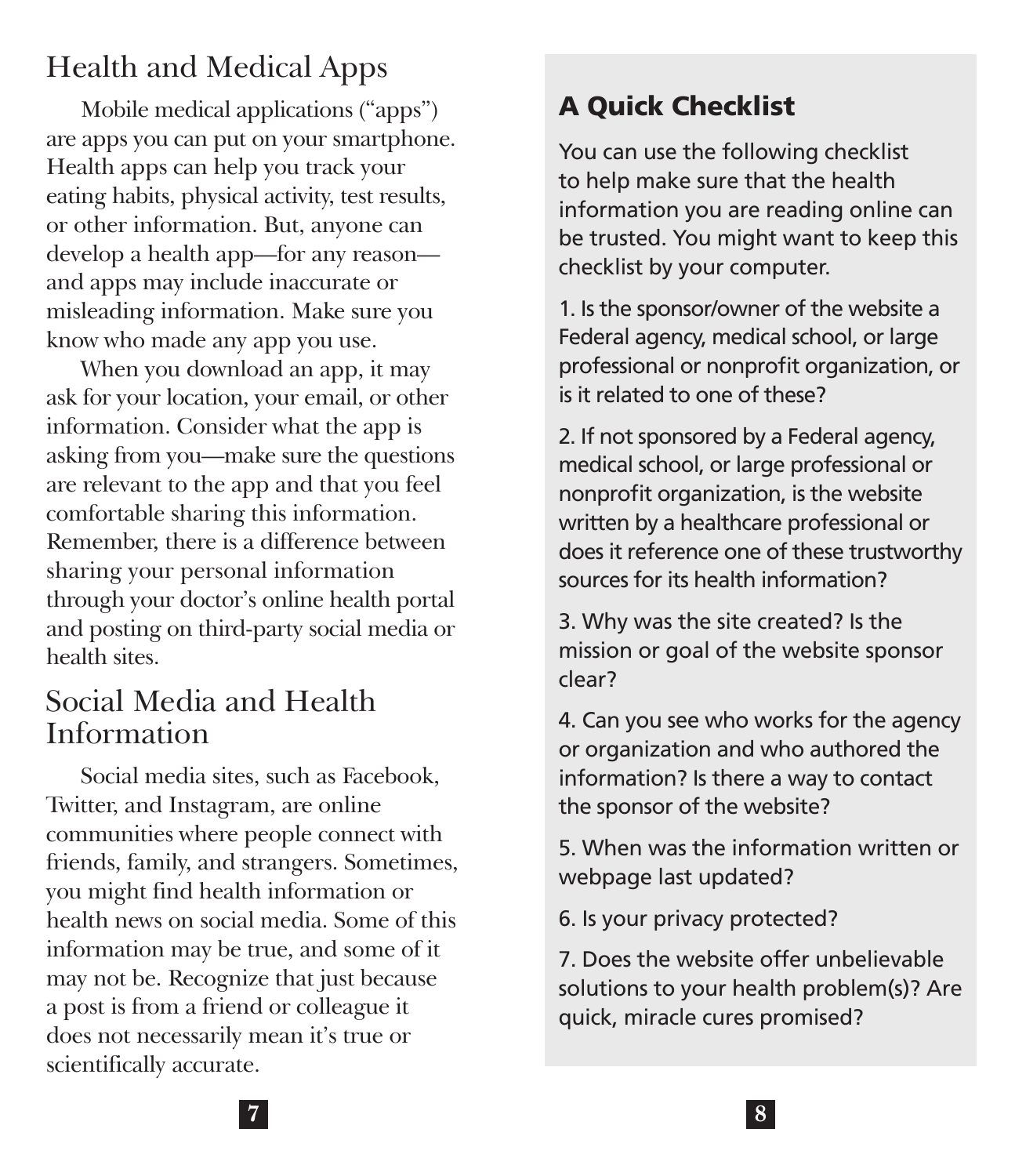## Health and Medical Apps

Mobile medical applications ("apps") are apps you can put on your smartphone. Health apps can help you track your eating habits, physical activity, test results, or other information. But, anyone can develop a health app—for any reason—and apps may include inaccurate or misleading information. Make sure you know who made any app you use.

When you download an app, it may ask for your location, your email, or other information. Consider what the app is asking from you—make sure the questions are relevant to the app and that you feel comfortable sharing this information. Remember, there is a difference between sharing your personal information through your doctor's online health portal and posting on third-party social media or health sites.

## Social Media and Health Information

Social media sites, such as Facebook, Twitter, and Instagram, are online communities where people connect with friends, family, and strangers. Sometimes, you might find health information or health news on social media. Some of this information may be true, and some of it may not be. Recognize that just because a post is from a friend or colleague it does not necessarily mean it's true or scientifically accurate.

## A Quick Checklist

You can use the following checklist to help make sure that the health information you are reading online can be trusted. You might want to keep this checklist by your computer.

1. Is the sponsor/owner of the website a Federal agency, medical school, or large professional or nonprofit organization, or is it related to one of these?

2. If not sponsored by a Federal agency, medical school, or large professional or nonprofit organization, is the website written by a healthcare professional or does it reference one of these trustworthy sources for its health information?

3. Why was the site created? Is the mission or goal of the website sponsor clear?

4. Can you see who works for the agency or organization and who authored the information? Is there a way to contact the sponsor of the website?

5. When was the information written or webpage last updated?

6. Is your privacy protected?

7. Does the website offer unbelievable solutions to your health problem(s)? Are quick, miracle cures promised?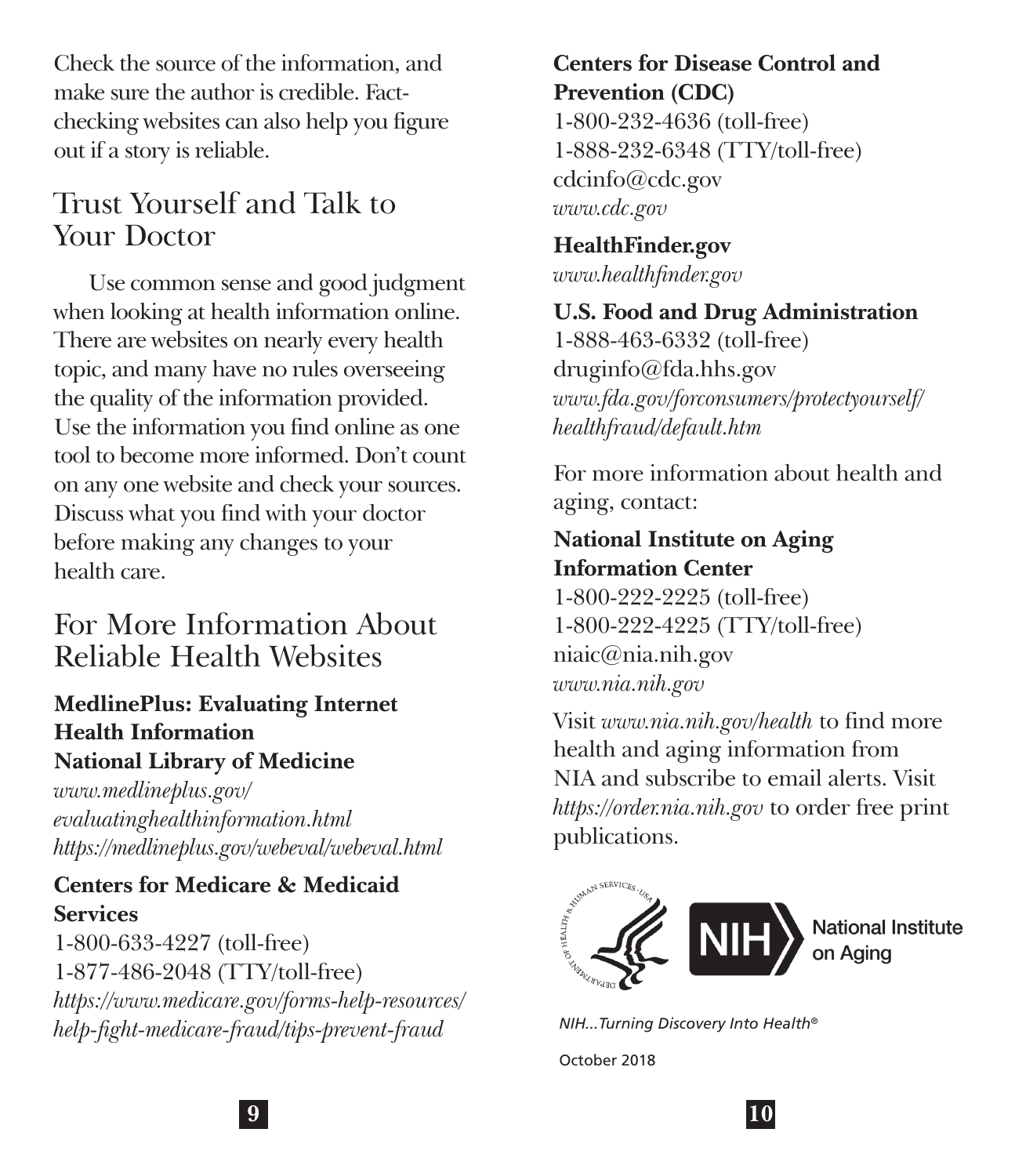Check the source of the information, and make sure the author is credible. Fact-checking websites can also help you figure out if a story is reliable.

## Trust Yourself and Talk to Your Doctor

Use common sense and good judgment when looking at health information online. There are websites on nearly every health topic, and many have no rules overseeing the quality of the information provided. Use the information you find online as one tool to become more informed. Don't count on any one website and check your sources. Discuss what you find with your doctor before making any changes to your health care.

## For More Information About Reliable Health Websites

**MedlinePlus: Evaluating Internet Health Information**
**National Library of Medicine**
*www.medlineplus.gov/evaluatinghealthinformation.html*
*https://medlineplus.gov/webeval/webeval.html*

**Centers for Medicare & Medicaid Services**
1-800-633-4227 (toll-free)
1-877-486-2048 (TTY/toll-free)
*https://www.medicare.gov/forms-help-resources/help-fight-medicare-fraud/tips-prevent-fraud*

**Centers for Disease Control and Prevention (CDC)**
1-800-232-4636 (toll-free)
1-888-232-6348 (TTY/toll-free)
cdcinfo@cdc.gov
*www.cdc.gov*

**HealthFinder.gov**
*www.healthfinder.gov*

**U.S. Food and Drug Administration**
1-888-463-6332 (toll-free)
druginfo@fda.hhs.gov
*www.fda.gov/forconsumers/protectyourself/healthfraud/default.htm*

For more information about health and aging, contact:

**National Institute on Aging Information Center**
1-800-222-2225 (toll-free)
1-800-222-4225 (TTY/toll-free)
niaic@nia.nih.gov
*www.nia.nih.gov*

Visit *www.nia.nih.gov/health* to find more health and aging information from NIA and subscribe to email alerts. Visit *https://order.nia.nih.gov* to order free print publications.

NIH National Institute on Aging

*NIH...Turning Discovery Into Health®*

October 2018